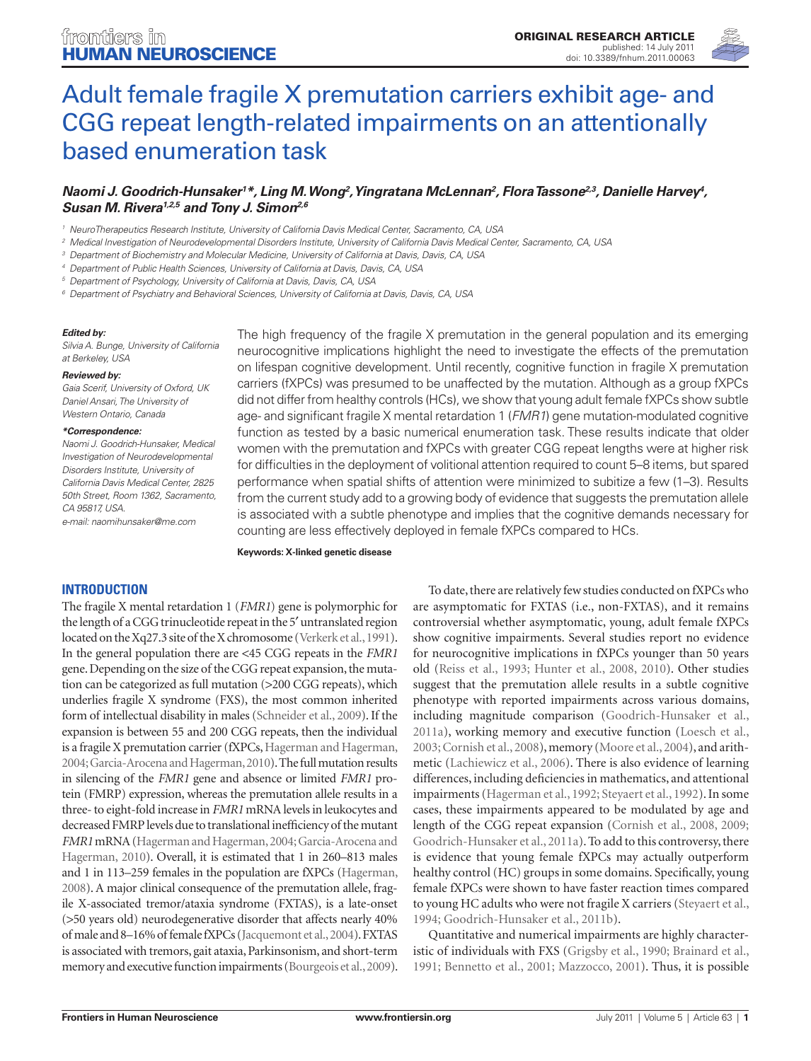# Adult female fragile X premutation carriers exhibit age- and CGG repeat length-related impairments on an attentionally based enumeration task

**Naomi J. Goodrich-Hunsaker[1]*, Ling M. Wong[2], Yingratana McLennan[2], Flora Tassone[2,3], Danielle Harvey[4], Susan M. Rivera[1,2,5] and Tony J. Simon[2,6]**

[1] NeuroTherapeutics Research Institute, University of California Davis Medical Center, Sacramento, CA, USA
[2] Medical Investigation of Neurodevelopmental Disorders Institute, University of California Davis Medical Center, Sacramento, CA, USA
[3] Department of Biochemistry and Molecular Medicine, University of California at Davis, Davis, CA, USA
[4] Department of Public Health Sciences, University of California at Davis, Davis, CA, USA
[5] Department of Psychology, University of California at Davis, Davis, CA, USA
[6] Department of Psychiatry and Behavioral Sciences, University of California at Davis, Davis, CA, USA

***Edited by:***
*Silvia A. Bunge, University of California at Berkeley, USA*

***Reviewed by:***
*Gaia Scerif, University of Oxford, UK*
*Daniel Ansari, The University of Western Ontario, Canada*

***\*Correspondence:***
*Naomi J. Goodrich-Hunsaker, Medical Investigation of Neurodevelopmental Disorders Institute, University of California Davis Medical Center, 2825 50th Street, Room 1362, Sacramento, CA 95817, USA.*
*e-mail: naomihunsaker@me.com*

The high frequency of the fragile X premutation in the general population and its emerging neurocognitive implications highlight the need to investigate the effects of the premutation on lifespan cognitive development. Until recently, cognitive function in fragile X premutation carriers (fXPCs) was presumed to be unaffected by the mutation. Although as a group fXPCs did not differ from healthy controls (HCs), we show that young adult female fXPCs show subtle age- and significant fragile X mental retardation 1 (*FMR1*) gene mutation-modulated cognitive function as tested by a basic numerical enumeration task. These results indicate that older women with the premutation and fXPCs with greater CGG repeat lengths were at higher risk for difficulties in the deployment of volitional attention required to count 5–8 items, but spared performance when spatial shifts of attention were minimized to subitize a few (1–3). Results from the current study add to a growing body of evidence that suggests the premutation allele is associated with a subtle phenotype and implies that the cognitive demands necessary for counting are less effectively deployed in female fXPCs compared to HCs.

**Keywords: X-linked genetic disease**

## INTRODUCTION

The fragile X mental retardation 1 (*FMR1*) gene is polymorphic for the length of a CGG trinucleotide repeat in the 5′ untranslated region located on the Xq27.3 site of the X chromosome (Verkerk et al., 1991). In the general population there are <45 CGG repeats in the *FMR1* gene. Depending on the size of the CGG repeat expansion, the mutation can be categorized as full mutation (>200 CGG repeats), which underlies fragile X syndrome (FXS), the most common inherited form of intellectual disability in males (Schneider et al., 2009). If the expansion is between 55 and 200 CGG repeats, then the individual is a fragile X premutation carrier (fXPCs, Hagerman and Hagerman, 2004; Garcia-Arocena and Hagerman, 2010). The full mutation results in silencing of the *FMR1* gene and absence or limited *FMR1* protein (FMRP) expression, whereas the premutation allele results in a three- to eight-fold increase in *FMR1* mRNA levels in leukocytes and decreased FMRP levels due to translational inefficiency of the mutant *FMR1* mRNA (Hagerman and Hagerman, 2004; Garcia-Arocena and Hagerman, 2010). Overall, it is estimated that 1 in 260–813 males and 1 in 113–259 females in the population are fXPCs (Hagerman, 2008). A major clinical consequence of the premutation allele, fragile X-associated tremor/ataxia syndrome (FXTAS), is a late-onset (>50 years old) neurodegenerative disorder that affects nearly 40% of male and 8–16% of female fXPCs (Jacquemont et al., 2004). FXTAS is associated with tremors, gait ataxia, Parkinsonism, and short-term memory and executive function impairments (Bourgeois et al., 2009).

To date, there are relatively few studies conducted on fXPCs who are asymptomatic for FXTAS (i.e., non-FXTAS), and it remains controversial whether asymptomatic, young, adult female fXPCs show cognitive impairments. Several studies report no evidence for neurocognitive implications in fXPCs younger than 50 years old (Reiss et al., 1993; Hunter et al., 2008, 2010). Other studies suggest that the premutation allele results in a subtle cognitive phenotype with reported impairments across various domains, including magnitude comparison (Goodrich-Hunsaker et al., 2011a), working memory and executive function (Loesch et al., 2003; Cornish et al., 2008), memory (Moore et al., 2004), and arithmetic (Lachiewicz et al., 2006). There is also evidence of learning differences, including deficiencies in mathematics, and attentional impairments (Hagerman et al., 1992; Steyaert et al., 1992). In some cases, these impairments appeared to be modulated by age and length of the CGG repeat expansion (Cornish et al., 2008, 2009; Goodrich-Hunsaker et al., 2011a). To add to this controversy, there is evidence that young female fXPCs may actually outperform healthy control (HC) groups in some domains. Specifically, young female fXPCs were shown to have faster reaction times compared to young HC adults who were not fragile X carriers (Steyaert et al., 1994; Goodrich-Hunsaker et al., 2011b).

Quantitative and numerical impairments are highly characteristic of individuals with FXS (Grigsby et al., 1990; Brainard et al., 1991; Bennetto et al., 2001; Mazzocco, 2001). Thus, it is possible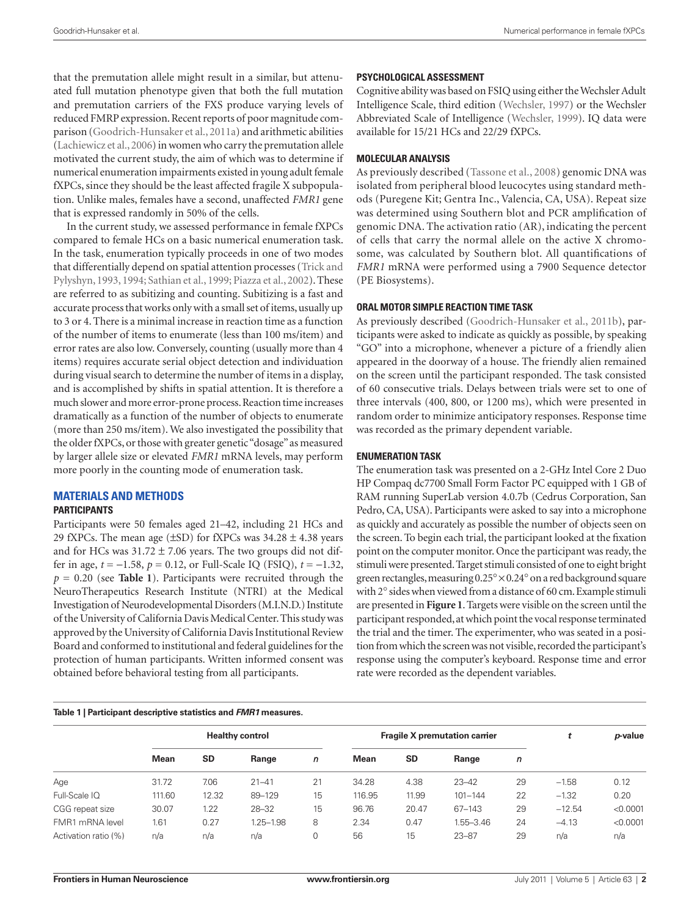that the premutation allele might result in a similar, but attenuated full mutation phenotype given that both the full mutation and premutation carriers of the FXS produce varying levels of reduced FMRP expression. Recent reports of poor magnitude comparison (Goodrich-Hunsaker et al., 2011a) and arithmetic abilities (Lachiewicz et al., 2006) in women who carry the premutation allele motivated the current study, the aim of which was to determine if numerical enumeration impairments existed in young adult female fXPCs, since they should be the least affected fragile X subpopulation. Unlike males, females have a second, unaffected *FMR1* gene that is expressed randomly in 50% of the cells.

In the current study, we assessed performance in female fXPCs compared to female HCs on a basic numerical enumeration task. In the task, enumeration typically proceeds in one of two modes that differentially depend on spatial attention processes (Trick and Pylyshyn, 1993, 1994; Sathian et al., 1999; Piazza et al., 2002). These are referred to as subitizing and counting. Subitizing is a fast and accurate process that works only with a small set of items, usually up to 3 or 4. There is a minimal increase in reaction time as a function of the number of items to enumerate (less than 100 ms/item) and error rates are also low. Conversely, counting (usually more than 4 items) requires accurate serial object detection and individuation during visual search to determine the number of items in a display, and is accomplished by shifts in spatial attention. It is therefore a much slower and more error-prone process. Reaction time increases dramatically as a function of the number of objects to enumerate (more than 250 ms/item). We also investigated the possibility that the older fXPCs, or those with greater genetic "dosage" as measured by larger allele size or elevated *FMR1* mRNA levels, may perform more poorly in the counting mode of enumeration task.

## MATERIALS AND METHODS

### PARTICIPANTS

Participants were 50 females aged 21–42, including 21 HCs and 29 fXPCs. The mean age (±SD) for fXPCs was 34.28 ± 4.38 years and for HCs was 31.72 ± 7.06 years. The two groups did not differ in age, $t = -1.58$, $p = 0.12$, or Full-Scale IQ (FSIQ), $t = -1.32$, $p = 0.20$ (see **Table 1**). Participants were recruited through the NeuroTherapeutics Research Institute (NTRI) at the Medical Investigation of Neurodevelopmental Disorders (M.I.N.D.) Institute of the University of California Davis Medical Center. This study was approved by the University of California Davis Institutional Review Board and conformed to institutional and federal guidelines for the protection of human participants. Written informed consent was obtained before behavioral testing from all participants.

### PSYCHOLOGICAL ASSESSMENT

Cognitive ability was based on FSIQ using either the Wechsler Adult Intelligence Scale, third edition (Wechsler, 1997) or the Wechsler Abbreviated Scale of Intelligence (Wechsler, 1999). IQ data were available for 15/21 HCs and 22/29 fXPCs.

### MOLECULAR ANALYSIS

As previously described (Tassone et al., 2008) genomic DNA was isolated from peripheral blood leucocytes using standard methods (Puregene Kit; Gentra Inc., Valencia, CA, USA). Repeat size was determined using Southern blot and PCR amplification of genomic DNA. The activation ratio (AR), indicating the percent of cells that carry the normal allele on the active X chromosome, was calculated by Southern blot. All quantifications of *FMR1* mRNA were performed using a 7900 Sequence detector (PE Biosystems).

### ORAL MOTOR SIMPLE REACTION TIME TASK

As previously described (Goodrich-Hunsaker et al., 2011b), participants were asked to indicate as quickly as possible, by speaking "GO" into a microphone, whenever a picture of a friendly alien appeared in the doorway of a house. The friendly alien remained on the screen until the participant responded. The task consisted of 60 consecutive trials. Delays between trials were set to one of three intervals (400, 800, or 1200 ms), which were presented in random order to minimize anticipatory responses. Response time was recorded as the primary dependent variable.

### ENUMERATION TASK

The enumeration task was presented on a 2-GHz Intel Core 2 Duo HP Compaq dc7700 Small Form Factor PC equipped with 1 GB of RAM running SuperLab version 4.0.7b (Cedrus Corporation, San Pedro, CA, USA). Participants were asked to say into a microphone as quickly and accurately as possible the number of objects seen on the screen. To begin each trial, the participant looked at the fixation point on the computer monitor. Once the participant was ready, the stimuli were presented. Target stimuli consisted of one to eight bright green rectangles, measuring $0.25° \times 0.24°$ on a red background square with 2° sides when viewed from a distance of 60 cm. Example stimuli are presented in **Figure 1**. Targets were visible on the screen until the participant responded, at which point the vocal response terminated the trial and the timer. The experimenter, who was seated in a position from which the screen was not visible, recorded the participant's response using the computer's keyboard. Response time and error rate were recorded as the dependent variables.

**Table 1 | Participant descriptive statistics and *FMR1* measures.**

| | Healthy control | | | | Fragile X premutation carrier | | | | *t* | *p*-value |
|---|---|---|---|---|---|---|---|---|---|---|
| | **Mean** | **SD** | **Range** | ***n*** | **Mean** | **SD** | **Range** | ***n*** | | |
| Age | 31.72 | 7.06 | 21–41 | 21 | 34.28 | 4.38 | 23–42 | 29 | −1.58 | 0.12 |
| Full-Scale IQ | 111.60 | 12.32 | 89–129 | 15 | 116.95 | 11.99 | 101–144 | 22 | −1.32 | 0.20 |
| CGG repeat size | 30.07 | 1.22 | 28–32 | 15 | 96.76 | 20.47 | 67–143 | 29 | −12.54 | <0.0001 |
| FMR1 mRNA level | 1.61 | 0.27 | 1.25–1.98 | 8 | 2.34 | 0.47 | 1.55–3.46 | 24 | −4.13 | <0.0001 |
| Activation ratio (%) | n/a | n/a | n/a | 0 | 56 | 15 | 23–87 | 29 | n/a | n/a |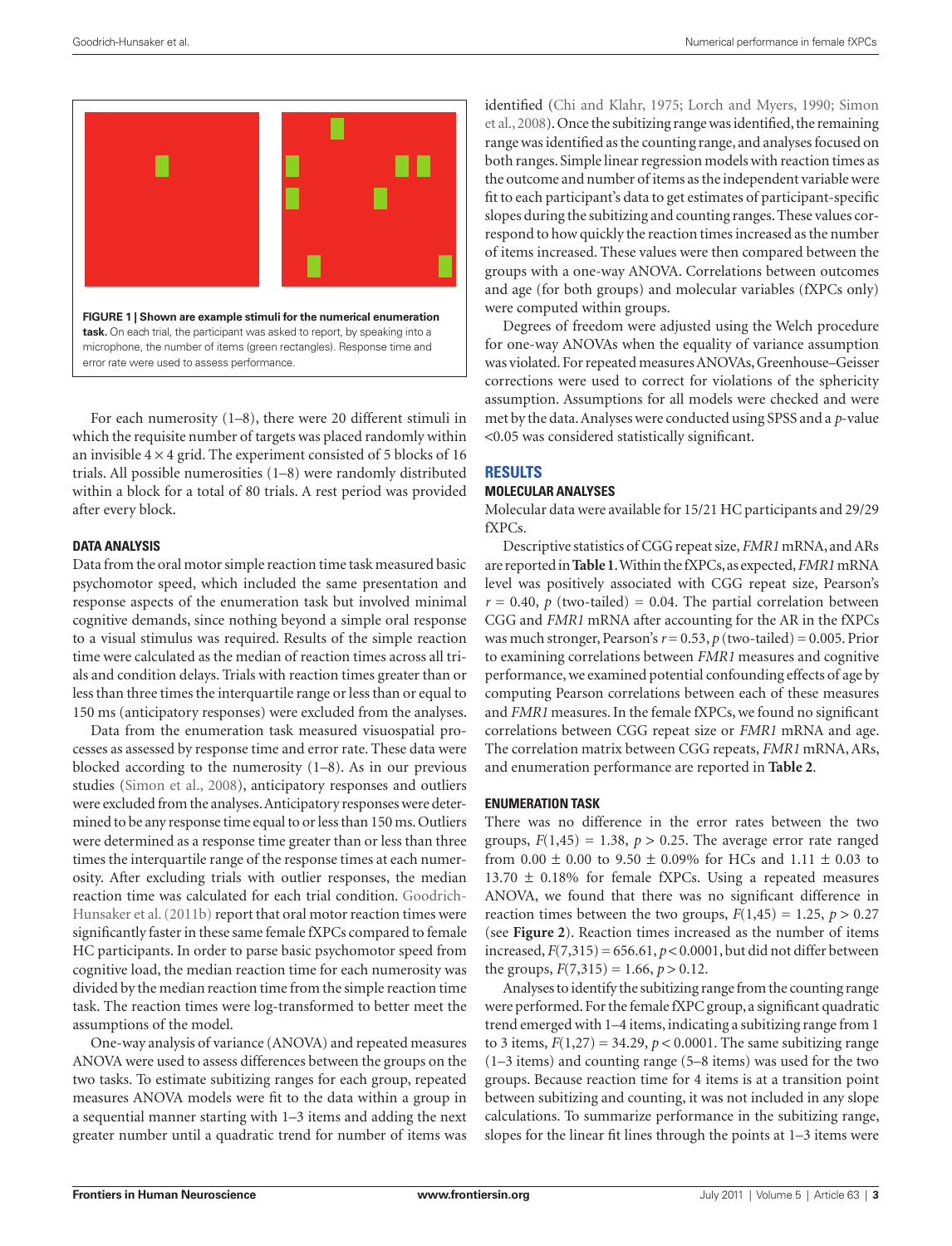**FIGURE 1 | Shown are example stimuli for the numerical enumeration task.** On each trial, the participant was asked to report, by speaking into a microphone, the number of items (green rectangles). Response time and error rate were used to assess performance.

For each numerosity (1–8), there were 20 different stimuli in which the requisite number of targets was placed randomly within an invisible 4 × 4 grid. The experiment consisted of 5 blocks of 16 trials. All possible numerosities (1–8) were randomly distributed within a block for a total of 80 trials. A rest period was provided after every block.

### DATA ANALYSIS

Data from the oral motor simple reaction time task measured basic psychomotor speed, which included the same presentation and response aspects of the enumeration task but involved minimal cognitive demands, since nothing beyond a simple oral response to a visual stimulus was required. Results of the simple reaction time were calculated as the median of reaction times across all trials and condition delays. Trials with reaction times greater than or less than three times the interquartile range or less than or equal to 150 ms (anticipatory responses) were excluded from the analyses.

Data from the enumeration task measured visuospatial processes as assessed by response time and error rate. These data were blocked according to the numerosity (1–8). As in our previous studies (Simon et al., 2008), anticipatory responses and outliers were excluded from the analyses. Anticipatory responses were determined to be any response time equal to or less than 150 ms. Outliers were determined as a response time greater than or less than three times the interquartile range of the response times at each numerosity. After excluding trials with outlier responses, the median reaction time was calculated for each trial condition. Goodrich-Hunsaker et al. (2011b) report that oral motor reaction times were significantly faster in these same female fXPCs compared to female HC participants. In order to parse basic psychomotor speed from cognitive load, the median reaction time for each numerosity was divided by the median reaction time from the simple reaction time task. The reaction times were log-transformed to better meet the assumptions of the model.

One-way analysis of variance (ANOVA) and repeated measures ANOVA were used to assess differences between the groups on the two tasks. To estimate subitizing ranges for each group, repeated measures ANOVA models were fit to the data within a group in a sequential manner starting with 1–3 items and adding the next greater number until a quadratic trend for number of items was identified (Chi and Klahr, 1975; Lorch and Myers, 1990; Simon et al., 2008). Once the subitizing range was identified, the remaining range was identified as the counting range, and analyses focused on both ranges. Simple linear regression models with reaction times as the outcome and number of items as the independent variable were fit to each participant's data to get estimates of participant-specific slopes during the subitizing and counting ranges. These values correspond to how quickly the reaction times increased as the number of items increased. These values were then compared between the groups with a one-way ANOVA. Correlations between outcomes and age (for both groups) and molecular variables (fXPCs only) were computed within groups.

Degrees of freedom were adjusted using the Welch procedure for one-way ANOVAs when the equality of variance assumption was violated. For repeated measures ANOVAs, Greenhouse–Geisser corrections were used to correct for violations of the sphericity assumption. Assumptions for all models were checked and were met by the data. Analyses were conducted using SPSS and a $p$-value <0.05 was considered statistically significant.

## RESULTS

### MOLECULAR ANALYSES

Molecular data were available for 15/21 HC participants and 29/29 fXPCs.

Descriptive statistics of CGG repeat size, *FMR1* mRNA, and ARs are reported in **Table 1**. Within the fXPCs, as expected, *FMR1* mRNA level was positively associated with CGG repeat size, Pearson's $r = 0.40$, $p$ (two-tailed) $= 0.04$. The partial correlation between CGG and *FMR1* mRNA after accounting for the AR in the fXPCs was much stronger, Pearson's $r = 0.53$, $p$ (two-tailed) $= 0.005$. Prior to examining correlations between *FMR1* measures and cognitive performance, we examined potential confounding effects of age by computing Pearson correlations between each of these measures and *FMR1* measures. In the female fXPCs, we found no significant correlations between CGG repeat size or *FMR1* mRNA and age. The correlation matrix between CGG repeats, *FMR1* mRNA, ARs, and enumeration performance are reported in **Table 2**.

### ENUMERATION TASK

There was no difference in the error rates between the two groups, $F(1,45) = 1.38$, $p > 0.25$. The average error rate ranged from 0.00 ± 0.00 to 9.50 ± 0.09% for HCs and 1.11 ± 0.03 to 13.70 ± 0.18% for female fXPCs. Using a repeated measures ANOVA, we found that there was no significant difference in reaction times between the two groups, $F(1,45) = 1.25$, $p > 0.27$ (see **Figure 2**). Reaction times increased as the number of items increased, $F(7,315) = 656.61$, $p < 0.0001$, but did not differ between the groups, $F(7,315) = 1.66$, $p > 0.12$.

Analyses to identify the subitizing range from the counting range were performed. For the female fXPC group, a significant quadratic trend emerged with 1–4 items, indicating a subitizing range from 1 to 3 items, $F(1,27) = 34.29$, $p < 0.0001$. The same subitizing range (1–3 items) and counting range (5–8 items) was used for the two groups. Because reaction time for 4 items is at a transition point between subitizing and counting, it was not included in any slope calculations. To summarize performance in the subitizing range, slopes for the linear fit lines through the points at 1–3 items were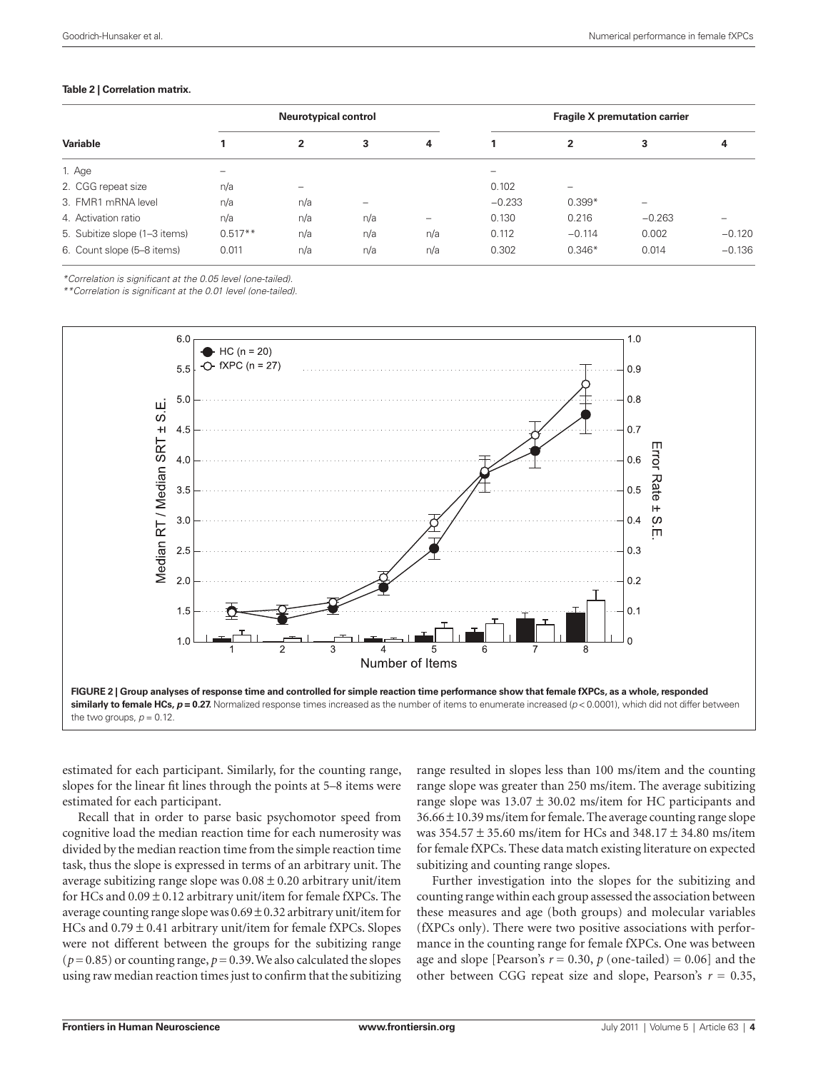**Table 2 | Correlation matrix.**

| Variable | Neurotypical control | | | | Fragile X premutation carrier | | | |
|---|---|---|---|---|---|---|---|---|
| | 1 | 2 | 3 | 4 | 1 | 2 | 3 | 4 |
| 1. Age | – | | | | – | | | |
| 2. CGG repeat size | n/a | – | | | 0.102 | – | | |
| 3. FMR1 mRNA level | n/a | n/a | – | | −0.233 | 0.399* | – | |
| 4. Activation ratio | n/a | n/a | n/a | – | 0.130 | 0.216 | −0.263 | – |
| 5. Subitize slope (1–3 items) | 0.517** | n/a | n/a | n/a | 0.112 | −0.114 | 0.002 | −0.120 |
| 6. Count slope (5–8 items) | 0.011 | n/a | n/a | n/a | 0.302 | 0.346* | 0.014 | −0.136 |

*Correlation is significant at the 0.05 level (one-tailed).

**Correlation is significant at the 0.01 level (one-tailed).

**FIGURE 2 | Group analyses of response time and controlled for simple reaction time performance show that female fXPCs, as a whole, responded similarly to female HCs, $p = 0.27$.** Normalized response times increased as the number of items to enumerate increased ($p < 0.0001$), which did not differ between the two groups, $p = 0.12$.

estimated for each participant. Similarly, for the counting range, slopes for the linear fit lines through the points at 5–8 items were estimated for each participant.

Recall that in order to parse basic psychomotor speed from cognitive load the median reaction time for each numerosity was divided by the median reaction time from the simple reaction time task, thus the slope is expressed in terms of an arbitrary unit. The average subitizing range slope was $0.08 \pm 0.20$ arbitrary unit/item for HCs and $0.09 \pm 0.12$ arbitrary unit/item for female fXPCs. The average counting range slope was $0.69 \pm 0.32$ arbitrary unit/item for HCs and $0.79 \pm 0.41$ arbitrary unit/item for female fXPCs. Slopes were not different between the groups for the subitizing range ($p = 0.85$) or counting range, $p = 0.39$. We also calculated the slopes using raw median reaction times just to confirm that the subitizing range resulted in slopes less than 100 ms/item and the counting range slope was greater than 250 ms/item. The average subitizing range slope was $13.07 \pm 30.02$ ms/item for HC participants and $36.66 \pm 10.39$ ms/item for female. The average counting range slope was $354.57 \pm 35.60$ ms/item for HCs and $348.17 \pm 34.80$ ms/item for female fXPCs. These data match existing literature on expected subitizing and counting range slopes.

Further investigation into the slopes for the subitizing and counting range within each group assessed the association between these measures and age (both groups) and molecular variables (fXPCs only). There were two positive associations with performance in the counting range for female fXPCs. One was between age and slope [Pearson's $r = 0.30$, $p$ (one-tailed) $= 0.06$] and the other between CGG repeat size and slope, Pearson's $r = 0.35$,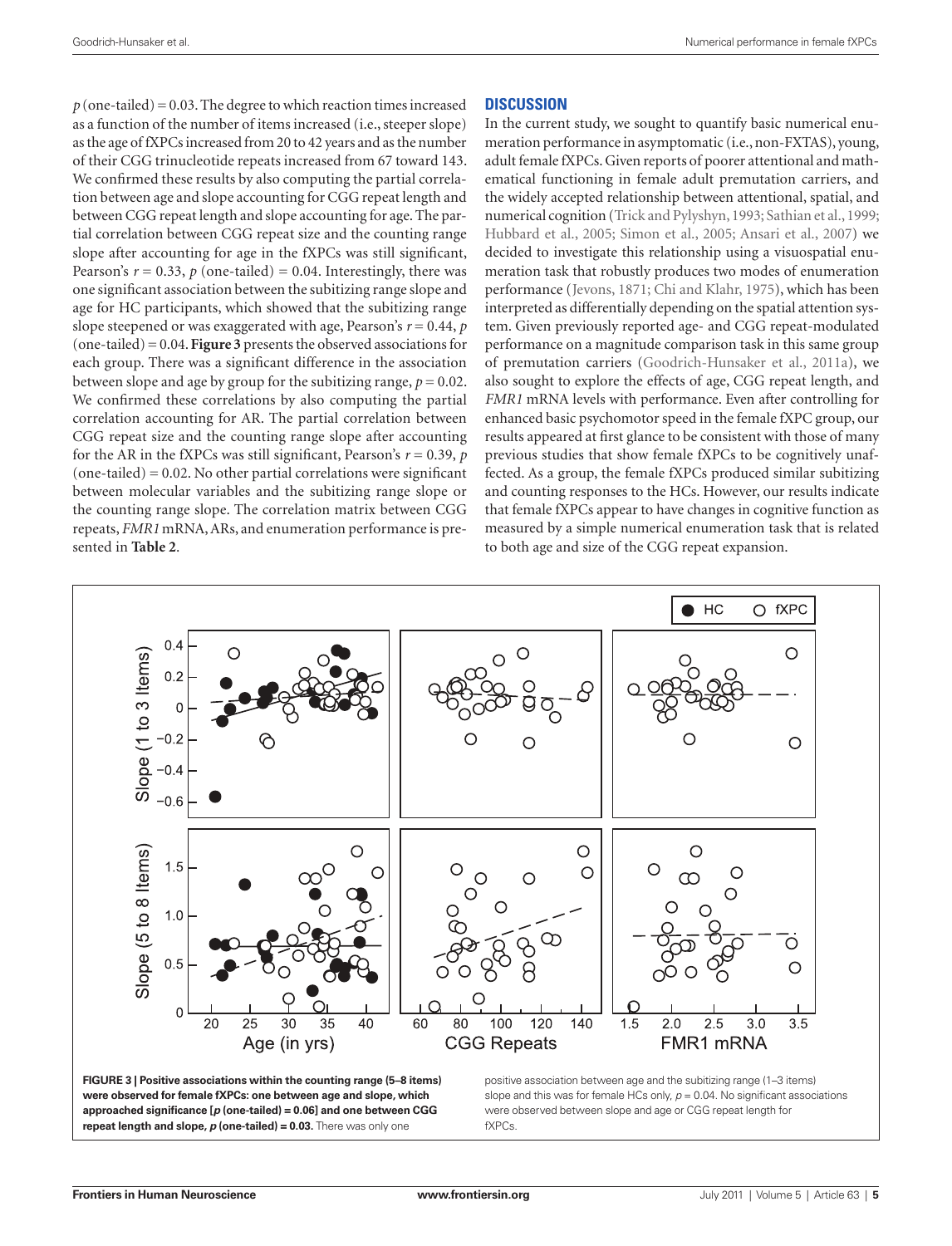$p$ (one-tailed) = 0.03. The degree to which reaction times increased as a function of the number of items increased (i.e., steeper slope) as the age of fXPCs increased from 20 to 42 years and as the number of their CGG trinucleotide repeats increased from 67 toward 143. We confirmed these results by also computing the partial correlation between age and slope accounting for CGG repeat length and between CGG repeat length and slope accounting for age. The partial correlation between CGG repeat size and the counting range slope after accounting for age in the fXPCs was still significant, Pearson's $r = 0.33$, $p$ (one-tailed) = 0.04. Interestingly, there was one significant association between the subitizing range slope and age for HC participants, which showed that the subitizing range slope steepened or was exaggerated with age, Pearson's $r = 0.44$, $p$ (one-tailed) = 0.04. **Figure 3** presents the observed associations for each group. There was a significant difference in the association between slope and age by group for the subitizing range, $p = 0.02$. We confirmed these correlations by also computing the partial correlation accounting for AR. The partial correlation between CGG repeat size and the counting range slope after accounting for the AR in the fXPCs was still significant, Pearson's $r = 0.39$, $p$ (one-tailed) = 0.02. No other partial correlations were significant between molecular variables and the subitizing range slope or the counting range slope. The correlation matrix between CGG repeats, *FMR1* mRNA, ARs, and enumeration performance is presented in **Table 2**.

## DISCUSSION

In the current study, we sought to quantify basic numerical enumeration performance in asymptomatic (i.e., non-FXTAS), young, adult female fXPCs. Given reports of poorer attentional and mathematical functioning in female adult premutation carriers, and the widely accepted relationship between attentional, spatial, and numerical cognition (Trick and Pylyshyn, 1993; Sathian et al., 1999; Hubbard et al., 2005; Simon et al., 2005; Ansari et al., 2007) we decided to investigate this relationship using a visuospatial enumeration task that robustly produces two modes of enumeration performance (Jevons, 1871; Chi and Klahr, 1975), which has been interpreted as differentially depending on the spatial attention system. Given previously reported age- and CGG repeat-modulated performance on a magnitude comparison task in this same group of premutation carriers (Goodrich-Hunsaker et al., 2011a), we also sought to explore the effects of age, CGG repeat length, and *FMR1* mRNA levels with performance. Even after controlling for enhanced basic psychomotor speed in the female fXPC group, our results appeared at first glance to be consistent with those of many previous studies that show female fXPCs to be cognitively unaffected. As a group, the female fXPCs produced similar subitizing and counting responses to the HCs. However, our results indicate that female fXPCs appear to have changes in cognitive function as measured by a simple numerical enumeration task that is related to both age and size of the CGG repeat expansion.

**FIGURE 3 | Positive associations within the counting range (5–8 items) were observed for female fXPCs: one between age and slope, which approached significance [$p$ (one-tailed) = 0.06] and one between CGG repeat length and slope, $p$ (one-tailed) = 0.03.** There was only one positive association between age and the subitizing range (1–3 items) slope and this was for female HCs only, $p = 0.04$. No significant associations were observed between slope and age or CGG repeat length for fXPCs.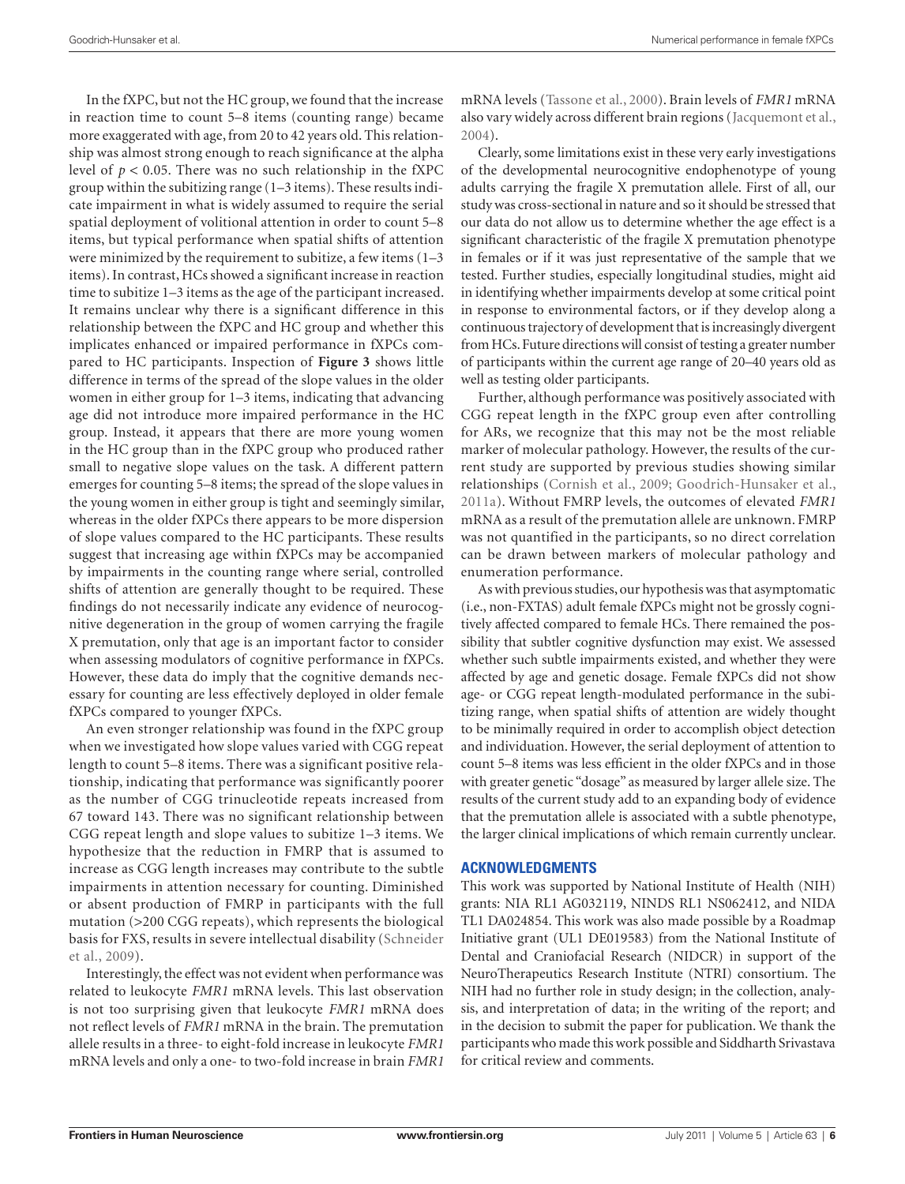In the fXPC, but not the HC group, we found that the increase in reaction time to count 5–8 items (counting range) became more exaggerated with age, from 20 to 42 years old. This relationship was almost strong enough to reach significance at the alpha level of $p < 0.05$. There was no such relationship in the fXPC group within the subitizing range (1–3 items). These results indicate impairment in what is widely assumed to require the serial spatial deployment of volitional attention in order to count 5–8 items, but typical performance when spatial shifts of attention were minimized by the requirement to subitize, a few items (1–3 items). In contrast, HCs showed a significant increase in reaction time to subitize 1–3 items as the age of the participant increased. It remains unclear why there is a significant difference in this relationship between the fXPC and HC group and whether this implicates enhanced or impaired performance in fXPCs compared to HC participants. Inspection of **Figure 3** shows little difference in terms of the spread of the slope values in the older women in either group for 1–3 items, indicating that advancing age did not introduce more impaired performance in the HC group. Instead, it appears that there are more young women in the HC group than in the fXPC group who produced rather small to negative slope values on the task. A different pattern emerges for counting 5–8 items; the spread of the slope values in the young women in either group is tight and seemingly similar, whereas in the older fXPCs there appears to be more dispersion of slope values compared to the HC participants. These results suggest that increasing age within fXPCs may be accompanied by impairments in the counting range where serial, controlled shifts of attention are generally thought to be required. These findings do not necessarily indicate any evidence of neurocognitive degeneration in the group of women carrying the fragile X premutation, only that age is an important factor to consider when assessing modulators of cognitive performance in fXPCs. However, these data do imply that the cognitive demands necessary for counting are less effectively deployed in older female fXPCs compared to younger fXPCs.

An even stronger relationship was found in the fXPC group when we investigated how slope values varied with CGG repeat length to count 5–8 items. There was a significant positive relationship, indicating that performance was significantly poorer as the number of CGG trinucleotide repeats increased from 67 toward 143. There was no significant relationship between CGG repeat length and slope values to subitize 1–3 items. We hypothesize that the reduction in FMRP that is assumed to increase as CGG length increases may contribute to the subtle impairments in attention necessary for counting. Diminished or absent production of FMRP in participants with the full mutation (>200 CGG repeats), which represents the biological basis for FXS, results in severe intellectual disability (Schneider et al., 2009).

Interestingly, the effect was not evident when performance was related to leukocyte *FMR1* mRNA levels. This last observation is not too surprising given that leukocyte *FMR1* mRNA does not reflect levels of *FMR1* mRNA in the brain. The premutation allele results in a three- to eight-fold increase in leukocyte *FMR1* mRNA levels and only a one- to two-fold increase in brain *FMR1* mRNA levels (Tassone et al., 2000). Brain levels of *FMR1* mRNA also vary widely across different brain regions (Jacquemont et al., 2004).

Clearly, some limitations exist in these very early investigations of the developmental neurocognitive endophenotype of young adults carrying the fragile X premutation allele. First of all, our study was cross-sectional in nature and so it should be stressed that our data do not allow us to determine whether the age effect is a significant characteristic of the fragile X premutation phenotype in females or if it was just representative of the sample that we tested. Further studies, especially longitudinal studies, might aid in identifying whether impairments develop at some critical point in response to environmental factors, or if they develop along a continuous trajectory of development that is increasingly divergent from HCs. Future directions will consist of testing a greater number of participants within the current age range of 20–40 years old as well as testing older participants.

Further, although performance was positively associated with CGG repeat length in the fXPC group even after controlling for ARs, we recognize that this may not be the most reliable marker of molecular pathology. However, the results of the current study are supported by previous studies showing similar relationships (Cornish et al., 2009; Goodrich-Hunsaker et al., 2011a). Without FMRP levels, the outcomes of elevated *FMR1* mRNA as a result of the premutation allele are unknown. FMRP was not quantified in the participants, so no direct correlation can be drawn between markers of molecular pathology and enumeration performance.

As with previous studies, our hypothesis was that asymptomatic (i.e., non-FXTAS) adult female fXPCs might not be grossly cognitively affected compared to female HCs. There remained the possibility that subtler cognitive dysfunction may exist. We assessed whether such subtle impairments existed, and whether they were affected by age and genetic dosage. Female fXPCs did not show age- or CGG repeat length-modulated performance in the subitizing range, when spatial shifts of attention are widely thought to be minimally required in order to accomplish object detection and individuation. However, the serial deployment of attention to count 5–8 items was less efficient in the older fXPCs and in those with greater genetic "dosage" as measured by larger allele size. The results of the current study add to an expanding body of evidence that the premutation allele is associated with a subtle phenotype, the larger clinical implications of which remain currently unclear.

## ACKNOWLEDGMENTS

This work was supported by National Institute of Health (NIH) grants: NIA RL1 AG032119, NINDS RL1 NS062412, and NIDA TL1 DA024854. This work was also made possible by a Roadmap Initiative grant (UL1 DE019583) from the National Institute of Dental and Craniofacial Research (NIDCR) in support of the NeuroTherapeutics Research Institute (NTRI) consortium. The NIH had no further role in study design; in the collection, analysis, and interpretation of data; in the writing of the report; and in the decision to submit the paper for publication. We thank the participants who made this work possible and Siddharth Srivastava for critical review and comments.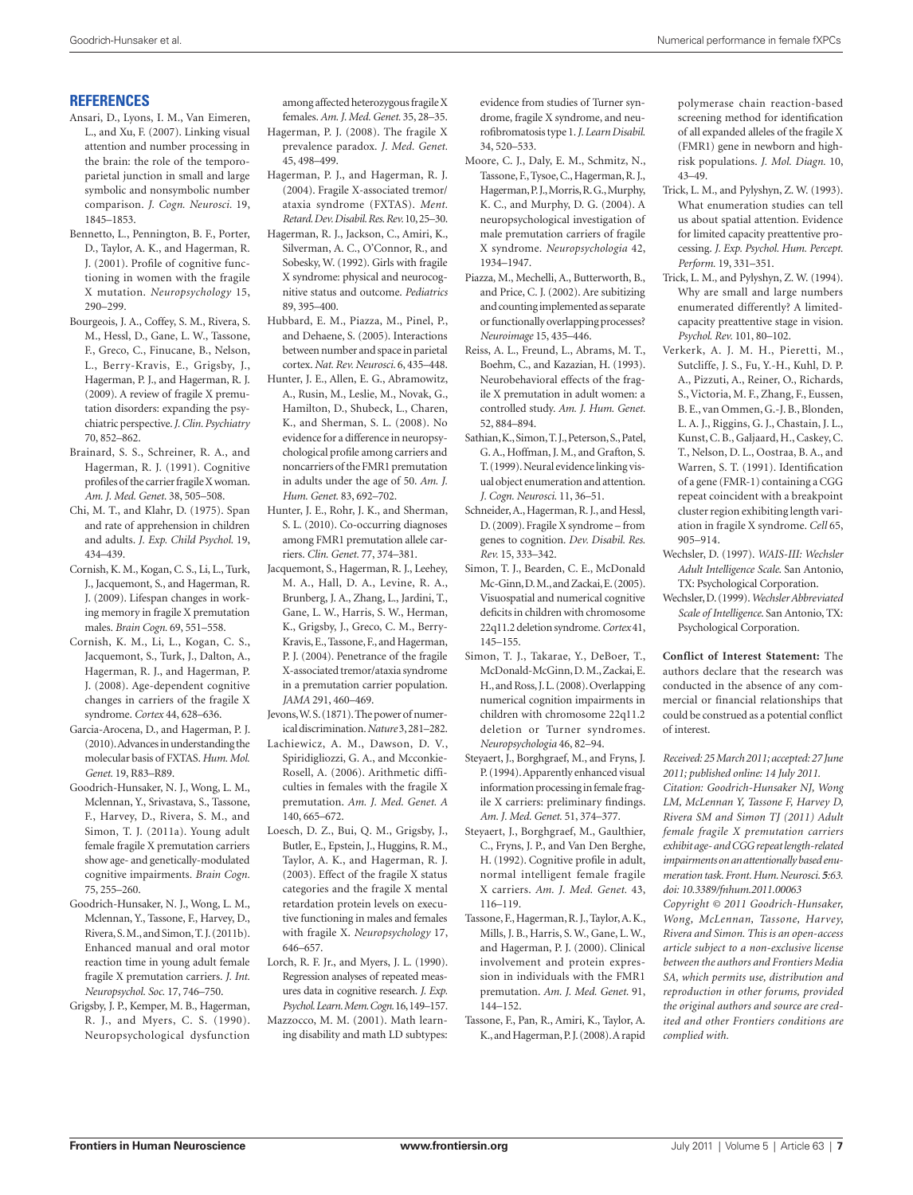## REFERENCES

Ansari, D., Lyons, I. M., Van Eimeren, L., and Xu, F. (2007). Linking visual attention and number processing in the brain: the role of the temporo-parietal junction in small and large symbolic and nonsymbolic number comparison. *J. Cogn. Neurosci.* 19, 1845–1853.

Bennetto, L., Pennington, B. F., Porter, D., Taylor, A. K., and Hagerman, R. J. (2001). Profile of cognitive functioning in women with the fragile X mutation. *Neuropsychology* 15, 290–299.

Bourgeois, J. A., Coffey, S. M., Rivera, S. M., Hessl, D., Gane, L. W., Tassone, F., Greco, C., Finucane, B., Nelson, L., Berry-Kravis, E., Grigsby, J., Hagerman, P. J., and Hagerman, R. J. (2009). A review of fragile X premutation disorders: expanding the psychiatric perspective. *J. Clin. Psychiatry* 70, 852–862.

Brainard, S. S., Schreiner, R. A., and Hagerman, R. J. (1991). Cognitive profiles of the carrier fragile X woman. *Am. J. Med. Genet.* 38, 505–508.

Chi, M. T., and Klahr, D. (1975). Span and rate of apprehension in children and adults. *J. Exp. Child Psychol.* 19, 434–439.

Cornish, K. M., Kogan, C. S., Li, L., Turk, J., Jacquemont, S., and Hagerman, R. J. (2009). Lifespan changes in working memory in fragile X premutation males. *Brain Cogn.* 69, 551–558.

Cornish, K. M., Li, L., Kogan, C. S., Jacquemont, S., Turk, J., Dalton, A., Hagerman, R. J., and Hagerman, P. J. (2008). Age-dependent cognitive changes in carriers of the fragile X syndrome. *Cortex* 44, 628–636.

Garcia-Arocena, D., and Hagerman, P. J. (2010). Advances in understanding the molecular basis of FXTAS. *Hum. Mol. Genet.* 19, R83–R89.

Goodrich-Hunsaker, N. J., Wong, L. M., Mclennan, Y., Srivastava, S., Tassone, F., Harvey, D., Rivera, S. M., and Simon, T. J. (2011a). Young adult female fragile X premutation carriers show age- and genetically-modulated cognitive impairments. *Brain Cogn.* 75, 255–260.

Goodrich-Hunsaker, N. J., Wong, L. M., Mclennan, Y., Tassone, F., Harvey, D., Rivera, S. M., and Simon, T. J. (2011b). Enhanced manual and oral motor reaction time in young adult female fragile X premutation carriers. *J. Int. Neuropsychol. Soc.* 17, 746–750.

Grigsby, J. P., Kemper, M. B., Hagerman, R. J., and Myers, C. S. (1990). Neuropsychological dysfunction among affected heterozygous fragile X females. *Am. J. Med. Genet.* 35, 28–35.

Hagerman, P. J. (2008). The fragile X prevalence paradox. *J. Med. Genet.* 45, 498–499.

Hagerman, P. J., and Hagerman, R. J. (2004). Fragile X-associated tremor/ataxia syndrome (FXTAS). *Ment. Retard. Dev. Disabil. Res. Rev.* 10, 25–30.

Hagerman, R. J., Jackson, C., Amiri, K., Silverman, A. C., O'Connor, R., and Sobesky, W. (1992). Girls with fragile X syndrome: physical and neurocognitive status and outcome. *Pediatrics* 89, 395–400.

Hubbard, E. M., Piazza, M., Pinel, P., and Dehaene, S. (2005). Interactions between number and space in parietal cortex. *Nat. Rev. Neurosci.* 6, 435–448.

Hunter, J. E., Allen, E. G., Abramowitz, A., Rusin, M., Leslie, M., Novak, G., Hamilton, D., Shubeck, L., Charen, K., and Sherman, S. L. (2008). No evidence for a difference in neuropsychological profile among carriers and noncarriers of the FMR1 premutation in adults under the age of 50. *Am. J. Hum. Genet.* 83, 692–702.

Hunter, J. E., Rohr, J. K., and Sherman, S. L. (2010). Co-occurring diagnoses among FMR1 premutation allele carriers. *Clin. Genet.* 77, 374–381.

Jacquemont, S., Hagerman, R. J., Leehey, M. A., Hall, D. A., Levine, R. A., Brunberg, J. A., Zhang, L., Jardini, T., Gane, L. W., Harris, S. W., Herman, K., Grigsby, J., Greco, C. M., Berry-Kravis, E., Tassone, F., and Hagerman, P. J. (2004). Penetrance of the fragile X-associated tremor/ataxia syndrome in a premutation carrier population. *JAMA* 291, 460–469.

Jevons, W. S. (1871). The power of numerical discrimination. *Nature* 3, 281–282.

Lachiewicz, A. M., Dawson, D. V., Spiridigliozzi, G. A., and Mcconkie-Rosell, A. (2006). Arithmetic difficulties in females with the fragile X premutation. *Am. J. Med. Genet. A* 140, 665–672.

Loesch, D. Z., Bui, Q. M., Grigsby, J., Butler, E., Epstein, J., Huggins, R. M., Taylor, A. K., and Hagerman, R. J. (2003). Effect of the fragile X status categories and the fragile X mental retardation protein levels on executive functioning in males and females with fragile X. *Neuropsychology* 17, 646–657.

Lorch, R. F. Jr., and Myers, J. L. (1990). Regression analyses of repeated measures data in cognitive research. *J. Exp. Psychol. Learn. Mem. Cogn.* 16, 149–157.

Mazzocco, M. M. (2001). Math learning disability and math LD subtypes: evidence from studies of Turner syndrome, fragile X syndrome, and neurofibromatosis type 1. *J. Learn Disabil.* 34, 520–533.

Moore, C. J., Daly, E. M., Schmitz, N., Tassone, F., Tysoe, C., Hagerman, R. J., Hagerman, P. J., Morris, R. G., Murphy, K. C., and Murphy, D. G. (2004). A neuropsychological investigation of male premutation carriers of fragile X syndrome. *Neuropsychologia* 42, 1934–1947.

Piazza, M., Mechelli, A., Butterworth, B., and Price, C. J. (2002). Are subitizing and counting implemented as separate or functionally overlapping processes? *Neuroimage* 15, 435–446.

Reiss, A. L., Freund, L., Abrams, M. T., Boehm, C., and Kazazian, H. (1993). Neurobehavioral effects of the fragile X premutation in adult women: a controlled study. *Am. J. Hum. Genet.* 52, 884–894.

Sathian, K., Simon, T. J., Peterson, S., Patel, G. A., Hoffman, J. M., and Grafton, S. T. (1999). Neural evidence linking visual object enumeration and attention. *J. Cogn. Neurosci.* 11, 36–51.

Schneider, A., Hagerman, R. J., and Hessl, D. (2009). Fragile X syndrome – from genes to cognition. *Dev. Disabil. Res. Rev.* 15, 333–342.

Simon, T. J., Bearden, C. E., McDonald Mc-Ginn, D. M., and Zackai, E. (2005). Visuospatial and numerical cognitive deficits in children with chromosome 22q11.2 deletion syndrome. *Cortex* 41, 145–155.

Simon, T. J., Takarae, Y., DeBoer, T., McDonald-McGinn, D. M., Zackai, E. H., and Ross, J. L. (2008). Overlapping numerical cognition impairments in children with chromosome 22q11.2 deletion or Turner syndromes. *Neuropsychologia* 46, 82–94.

Steyaert, J., Borghgraef, M., and Fryns, J. P. (1994). Apparently enhanced visual information processing in female fragile X carriers: preliminary findings. *Am. J. Med. Genet.* 51, 374–377.

Steyaert, J., Borghgraef, M., Gaulthier, C., Fryns, J. P., and Van Den Berghe, H. (1992). Cognitive profile in adult, normal intelligent female fragile X carriers. *Am. J. Med. Genet.* 43, 116–119.

Tassone, F., Hagerman, R. J., Taylor, A. K., Mills, J. B., Harris, S. W., Gane, L. W., and Hagerman, P. J. (2000). Clinical involvement and protein expression in individuals with the FMR1 premutation. *Am. J. Med. Genet.* 91, 144–152.

Tassone, F., Pan, R., Amiri, K., Taylor, A. K., and Hagerman, P. J. (2008). A rapid polymerase chain reaction-based screening method for identification of all expanded alleles of the fragile X (FMR1) gene in newborn and high-risk populations. *J. Mol. Diagn.* 10, 43–49.

Trick, L. M., and Pylyshyn, Z. W. (1993). What enumeration studies can tell us about spatial attention. Evidence for limited capacity preattentive processing. *J. Exp. Psychol. Hum. Percept. Perform.* 19, 331–351.

Trick, L. M., and Pylyshyn, Z. W. (1994). Why are small and large numbers enumerated differently? A limited-capacity preattentive stage in vision. *Psychol. Rev.* 101, 80–102.

Verkerk, A. J. M. H., Pieretti, M., Sutcliffe, J. S., Fu, Y.-H., Kuhl, D. P. A., Pizzuti, A., Reiner, O., Richards, S., Victoria, M. F., Zhang, F., Eussen, B. E., van Ommen, G.-J. B., Blonden, L. A. J., Riggins, G. J., Chastain, J. L., Kunst, C. B., Galjaard, H., Caskey, C. T., Nelson, D. L., Oostraa, B. A., and Warren, S. T. (1991). Identification of a gene (FMR-1) containing a CGG repeat coincident with a breakpoint cluster region exhibiting length variation in fragile X syndrome. *Cell* 65, 905–914.

Wechsler, D. (1997). *WAIS-III: Wechsler Adult Intelligence Scale*. San Antonio, TX: Psychological Corporation.

Wechsler, D. (1999). *Wechsler Abbreviated Scale of Intelligence*. San Antonio, TX: Psychological Corporation.

**Conflict of Interest Statement:** The authors declare that the research was conducted in the absence of any commercial or financial relationships that could be construed as a potential conflict of interest.

*Received: 25 March 2011; accepted: 27 June 2011; published online: 14 July 2011.*

*Citation: Goodrich-Hunsaker NJ, Wong LM, McLennan Y, Tassone F, Harvey D, Rivera SM and Simon TJ (2011) Adult female fragile X premutation carriers exhibit age- and CGG repeat length-related impairments on an attentionally based enumeration task. Front. Hum. Neurosci.* ***5****:63. doi: 10.3389/fnhum.2011.00063*

*Copyright © 2011 Goodrich-Hunsaker, Wong, McLennan, Tassone, Harvey, Rivera and Simon. This is an open-access article subject to a non-exclusive license between the authors and Frontiers Media SA, which permits use, distribution and reproduction in other forums, provided the original authors and source are credited and other Frontiers conditions are complied with.*